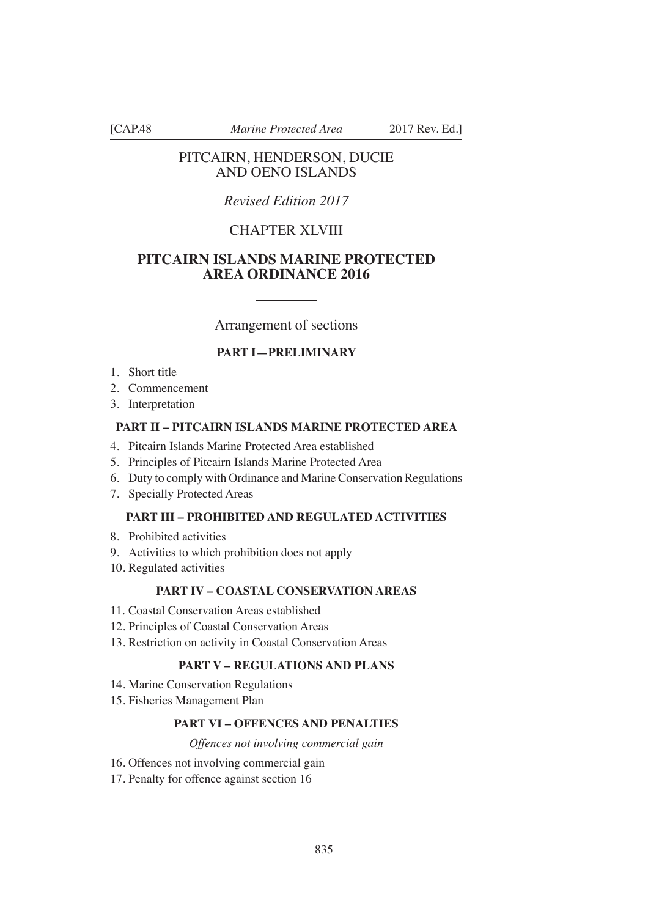# PITCAIRN, HENDERSON, DUCIE AND OENO ISLANDS

*Revised Edition 2017*

## CHAPTER XLVIII

## PITCAIRN ISLANDS MARINE PROTECTED AREA ORDINANCE 2016

---

Arrangement of sections

### PART I—PRELIMINARY

1. Short title
2. Commencement
3. Interpretation

### PART II – PITCAIRN ISLANDS MARINE PROTECTED AREA

4. Pitcairn Islands Marine Protected Area established
5. Principles of Pitcairn Islands Marine Protected Area
6. Duty to comply with Ordinance and Marine Conservation Regulations
7. Specially Protected Areas

### PART III – PROHIBITED AND REGULATED ACTIVITIES

8. Prohibited activities
9. Activities to which prohibition does not apply
10. Regulated activities

### PART IV – COASTAL CONSERVATION AREAS

11. Coastal Conservation Areas established
12. Principles of Coastal Conservation Areas
13. Restriction on activity in Coastal Conservation Areas

### PART V – REGULATIONS AND PLANS

14. Marine Conservation Regulations
15. Fisheries Management Plan

### PART VI – OFFENCES AND PENALTIES

*Offences not involving commercial gain*

16. Offences not involving commercial gain
17. Penalty for offence against section 16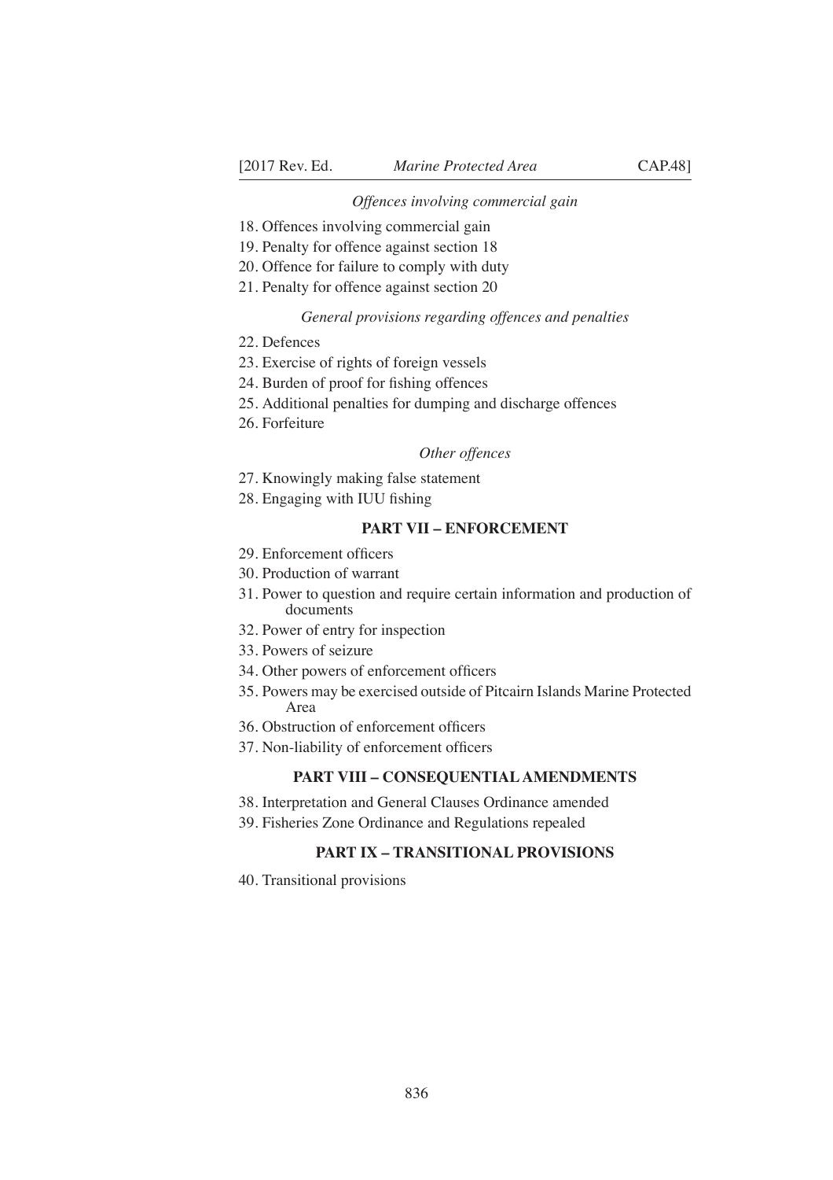*Offences involving commercial gain*

18. Offences involving commercial gain
19. Penalty for offence against section 18
20. Offence for failure to comply with duty
21. Penalty for offence against section 20

*General provisions regarding offences and penalties*

22. Defences
23. Exercise of rights of foreign vessels
24. Burden of proof for fishing offences
25. Additional penalties for dumping and discharge offences
26. Forfeiture

*Other offences*

27. Knowingly making false statement
28. Engaging with IUU fishing

**PART VII – ENFORCEMENT**

29. Enforcement officers
30. Production of warrant
31. Power to question and require certain information and production of documents
32. Power of entry for inspection
33. Powers of seizure
34. Other powers of enforcement officers
35. Powers may be exercised outside of Pitcairn Islands Marine Protected Area
36. Obstruction of enforcement officers
37. Non-liability of enforcement officers

**PART VIII – CONSEQUENTIAL AMENDMENTS**

38. Interpretation and General Clauses Ordinance amended
39. Fisheries Zone Ordinance and Regulations repealed

**PART IX – TRANSITIONAL PROVISIONS**

40. Transitional provisions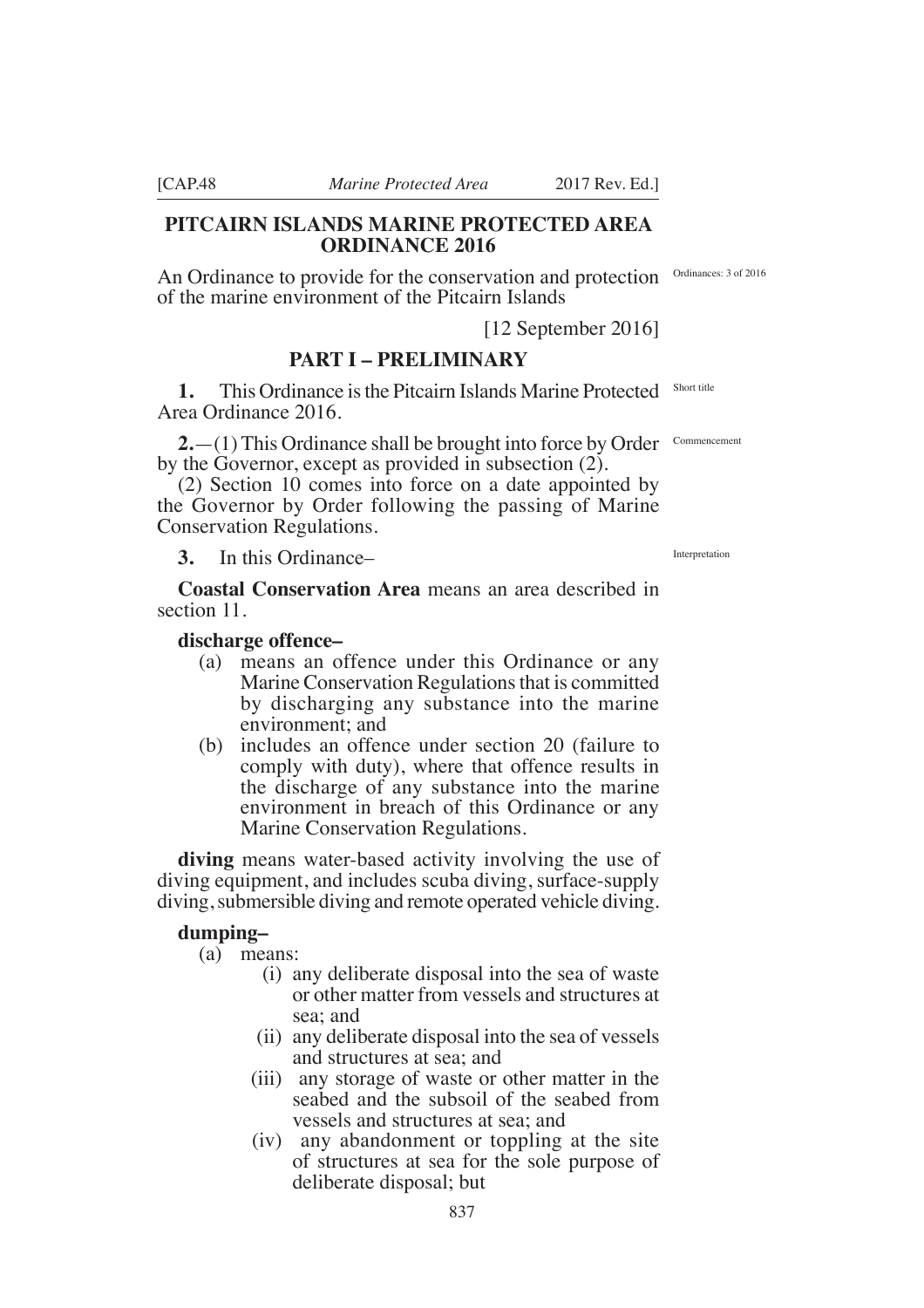# PITCAIRN ISLANDS MARINE PROTECTED AREA ORDINANCE 2016

An Ordinance to provide for the conservation and protection of the marine environment of the Pitcairn Islands

Ordinances: 3 of 2016

[12 September 2016]

## PART I – PRELIMINARY

Short title

**1.** This Ordinance is the Pitcairn Islands Marine Protected Area Ordinance 2016.

Commencement

**2.**—(1) This Ordinance shall be brought into force by Order by the Governor, except as provided in subsection (2).

(2) Section 10 comes into force on a date appointed by the Governor by Order following the passing of Marine Conservation Regulations.

Interpretation

**3.** In this Ordinance–

**Coastal Conservation Area** means an area described in section 11.

**discharge offence–**

- (a) means an offence under this Ordinance or any Marine Conservation Regulations that is committed by discharging any substance into the marine environment; and
- (b) includes an offence under section 20 (failure to comply with duty), where that offence results in the discharge of any substance into the marine environment in breach of this Ordinance or any Marine Conservation Regulations.

**diving** means water-based activity involving the use of diving equipment, and includes scuba diving, surface-supply diving, submersible diving and remote operated vehicle diving.

**dumping–**

- (a) means:
  - (i) any deliberate disposal into the sea of waste or other matter from vessels and structures at sea; and
  - (ii) any deliberate disposal into the sea of vessels and structures at sea; and
  - (iii) any storage of waste or other matter in the seabed and the subsoil of the seabed from vessels and structures at sea; and
  - (iv) any abandonment or toppling at the site of structures at sea for the sole purpose of deliberate disposal; but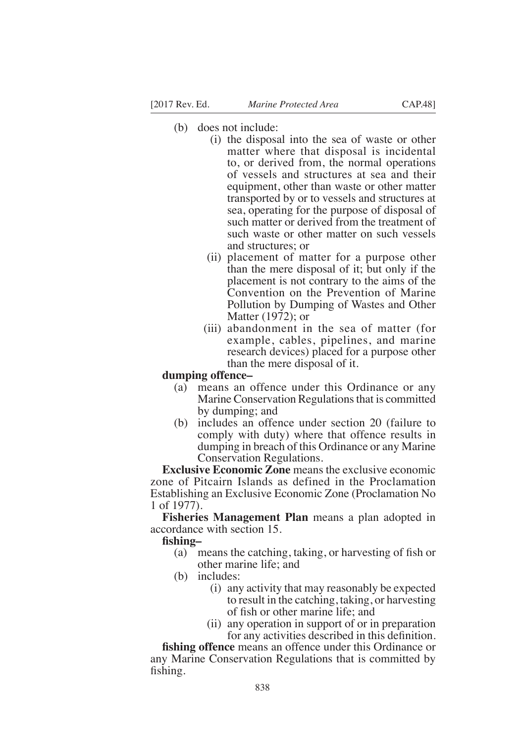- (b) does not include:
  - (i) the disposal into the sea of waste or other matter where that disposal is incidental to, or derived from, the normal operations of vessels and structures at sea and their equipment, other than waste or other matter transported by or to vessels and structures at sea, operating for the purpose of disposal of such matter or derived from the treatment of such waste or other matter on such vessels and structures; or
  - (ii) placement of matter for a purpose other than the mere disposal of it; but only if the placement is not contrary to the aims of the Convention on the Prevention of Marine Pollution by Dumping of Wastes and Other Matter (1972); or
  - (iii) abandonment in the sea of matter (for example, cables, pipelines, and marine research devices) placed for a purpose other than the mere disposal of it.

**dumping offence–**

- (a) means an offence under this Ordinance or any Marine Conservation Regulations that is committed by dumping; and
- (b) includes an offence under section 20 (failure to comply with duty) where that offence results in dumping in breach of this Ordinance or any Marine Conservation Regulations.

**Exclusive Economic Zone** means the exclusive economic zone of Pitcairn Islands as defined in the Proclamation Establishing an Exclusive Economic Zone (Proclamation No 1 of 1977).

**Fisheries Management Plan** means a plan adopted in accordance with section 15.

**fishing–**

- (a) means the catching, taking, or harvesting of fish or other marine life; and
- (b) includes:
  - (i) any activity that may reasonably be expected to result in the catching, taking, or harvesting of fish or other marine life; and
  - (ii) any operation in support of or in preparation for any activities described in this definition.

**fishing offence** means an offence under this Ordinance or any Marine Conservation Regulations that is committed by fishing.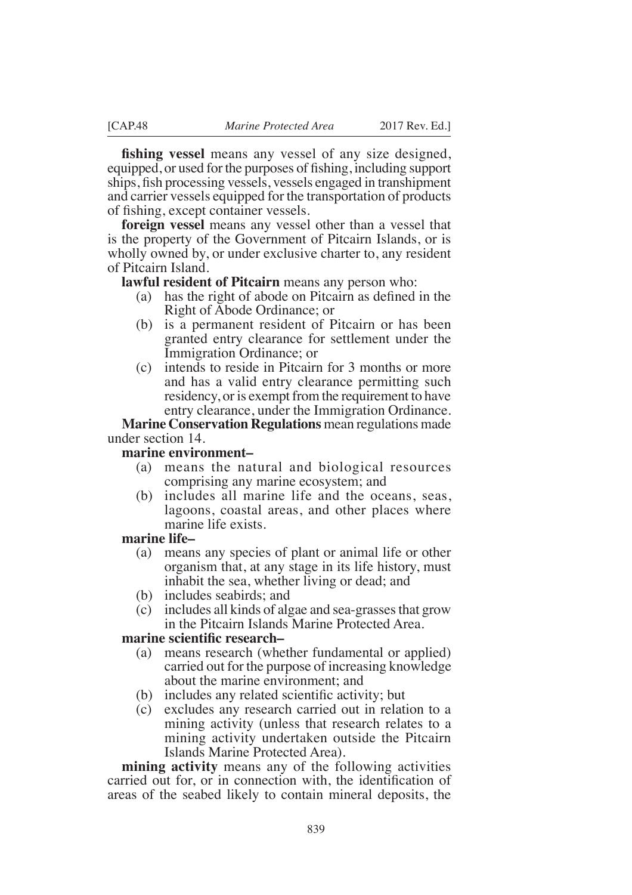**fishing vessel** means any vessel of any size designed, equipped, or used for the purposes of fishing, including support ships, fish processing vessels, vessels engaged in transhipment and carrier vessels equipped for the transportation of products of fishing, except container vessels.

**foreign vessel** means any vessel other than a vessel that is the property of the Government of Pitcairn Islands, or is wholly owned by, or under exclusive charter to, any resident of Pitcairn Island.

**lawful resident of Pitcairn** means any person who:

- (a) has the right of abode on Pitcairn as defined in the Right of Abode Ordinance; or
- (b) is a permanent resident of Pitcairn or has been granted entry clearance for settlement under the Immigration Ordinance; or
- (c) intends to reside in Pitcairn for 3 months or more and has a valid entry clearance permitting such residency, or is exempt from the requirement to have entry clearance, under the Immigration Ordinance.

**Marine Conservation Regulations** mean regulations made under section 14.

**marine environment–**

- (a) means the natural and biological resources comprising any marine ecosystem; and
- (b) includes all marine life and the oceans, seas, lagoons, coastal areas, and other places where marine life exists.

**marine life–**

- (a) means any species of plant or animal life or other organism that, at any stage in its life history, must inhabit the sea, whether living or dead; and
- (b) includes seabirds; and
- (c) includes all kinds of algae and sea-grasses that grow in the Pitcairn Islands Marine Protected Area.

**marine scientific research–**

- (a) means research (whether fundamental or applied) carried out for the purpose of increasing knowledge about the marine environment; and
- (b) includes any related scientific activity; but
- (c) excludes any research carried out in relation to a mining activity (unless that research relates to a mining activity undertaken outside the Pitcairn Islands Marine Protected Area).

**mining activity** means any of the following activities carried out for, or in connection with, the identification of areas of the seabed likely to contain mineral deposits, the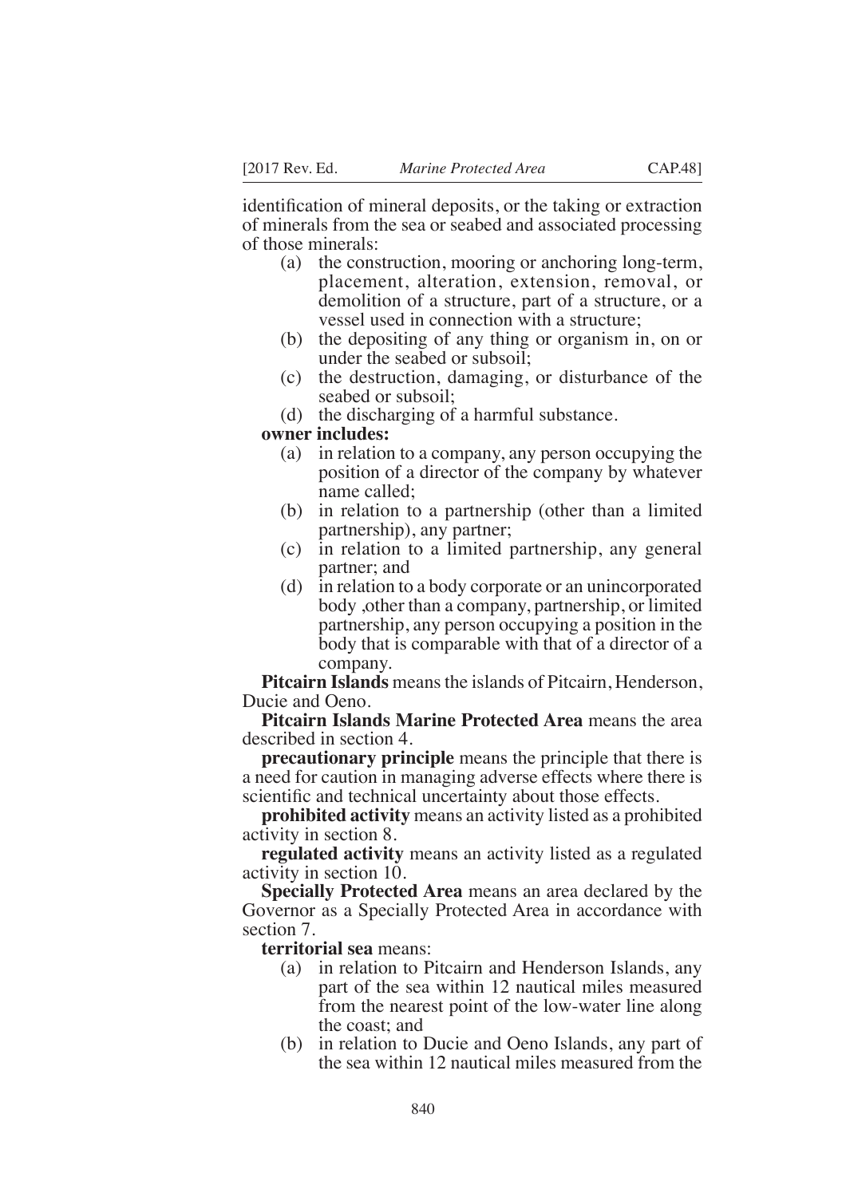identification of mineral deposits, or the taking or extraction of minerals from the sea or seabed and associated processing of those minerals:

- (a) the construction, mooring or anchoring long-term, placement, alteration, extension, removal, or demolition of a structure, part of a structure, or a vessel used in connection with a structure;
- (b) the depositing of any thing or organism in, on or under the seabed or subsoil;
- (c) the destruction, damaging, or disturbance of the seabed or subsoil;
- (d) the discharging of a harmful substance.

**owner includes:**

- (a) in relation to a company, any person occupying the position of a director of the company by whatever name called;
- (b) in relation to a partnership (other than a limited partnership), any partner;
- (c) in relation to a limited partnership, any general partner; and
- (d) in relation to a body corporate or an unincorporated body ,other than a company, partnership, or limited partnership, any person occupying a position in the body that is comparable with that of a director of a company.

**Pitcairn Islands** means the islands of Pitcairn, Henderson, Ducie and Oeno.

**Pitcairn Islands Marine Protected Area** means the area described in section 4.

**precautionary principle** means the principle that there is a need for caution in managing adverse effects where there is scientific and technical uncertainty about those effects.

**prohibited activity** means an activity listed as a prohibited activity in section 8.

**regulated activity** means an activity listed as a regulated activity in section 10.

**Specially Protected Area** means an area declared by the Governor as a Specially Protected Area in accordance with section 7.

**territorial sea** means:

- (a) in relation to Pitcairn and Henderson Islands, any part of the sea within 12 nautical miles measured from the nearest point of the low-water line along the coast; and
- (b) in relation to Ducie and Oeno Islands, any part of the sea within 12 nautical miles measured from the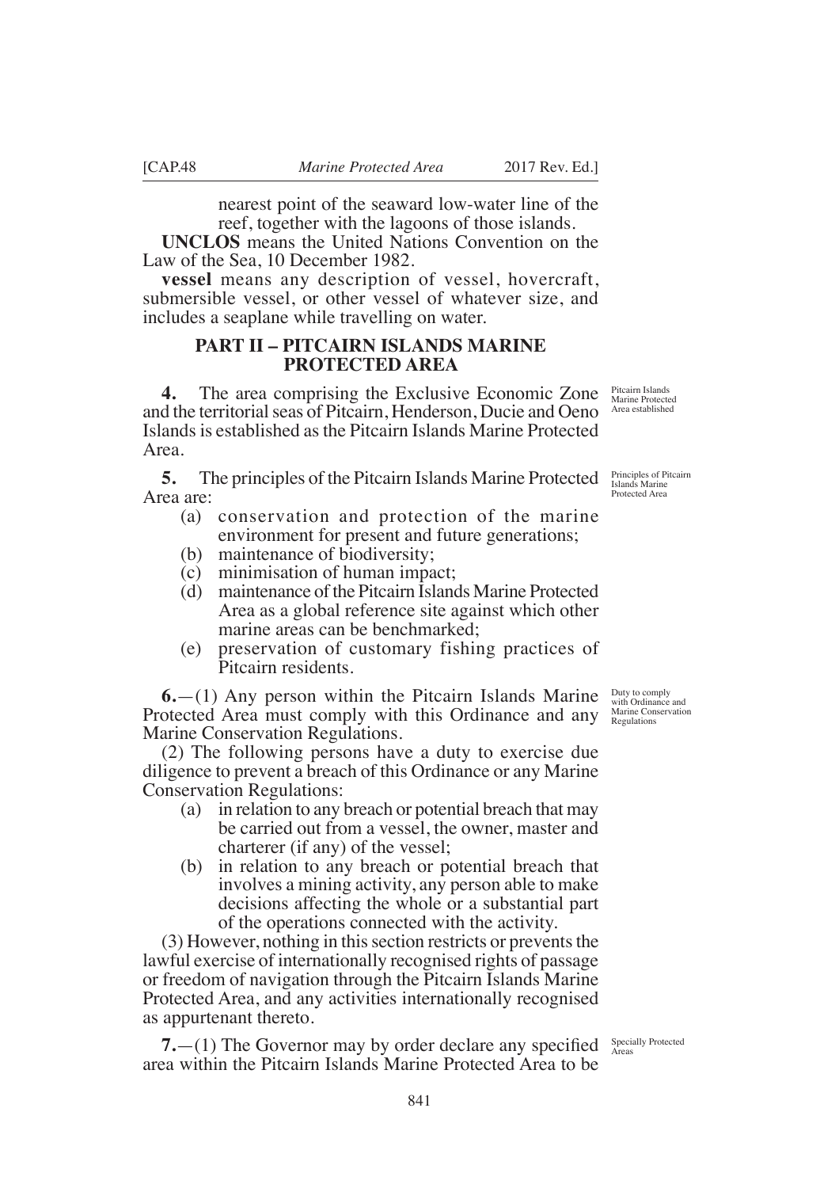nearest point of the seaward low-water line of the reef, together with the lagoons of those islands.

**UNCLOS** means the United Nations Convention on the Law of the Sea, 10 December 1982.

**vessel** means any description of vessel, hovercraft, submersible vessel, or other vessel of whatever size, and includes a seaplane while travelling on water.

## PART II – PITCAIRN ISLANDS MARINE PROTECTED AREA

*Pitcairn Islands Marine Protected Area established*

**4.** The area comprising the Exclusive Economic Zone and the territorial seas of Pitcairn, Henderson, Ducie and Oeno Islands is established as the Pitcairn Islands Marine Protected Area.

*Principles of Pitcairn Islands Marine Protected Area*

**5.** The principles of the Pitcairn Islands Marine Protected Area are:

(a) conservation and protection of the marine environment for present and future generations;
(b) maintenance of biodiversity;
(c) minimisation of human impact;
(d) maintenance of the Pitcairn Islands Marine Protected Area as a global reference site against which other marine areas can be benchmarked;
(e) preservation of customary fishing practices of Pitcairn residents.

*Duty to comply with Ordinance and Marine Conservation Regulations*

**6.**—(1) Any person within the Pitcairn Islands Marine Protected Area must comply with this Ordinance and any Marine Conservation Regulations.

(2) The following persons have a duty to exercise due diligence to prevent a breach of this Ordinance or any Marine Conservation Regulations:

(a) in relation to any breach or potential breach that may be carried out from a vessel, the owner, master and charterer (if any) of the vessel;
(b) in relation to any breach or potential breach that involves a mining activity, any person able to make decisions affecting the whole or a substantial part of the operations connected with the activity.

(3) However, nothing in this section restricts or prevents the lawful exercise of internationally recognised rights of passage or freedom of navigation through the Pitcairn Islands Marine Protected Area, and any activities internationally recognised as appurtenant thereto.

*Specially Protected Areas*

**7.**—(1) The Governor may by order declare any specified area within the Pitcairn Islands Marine Protected Area to be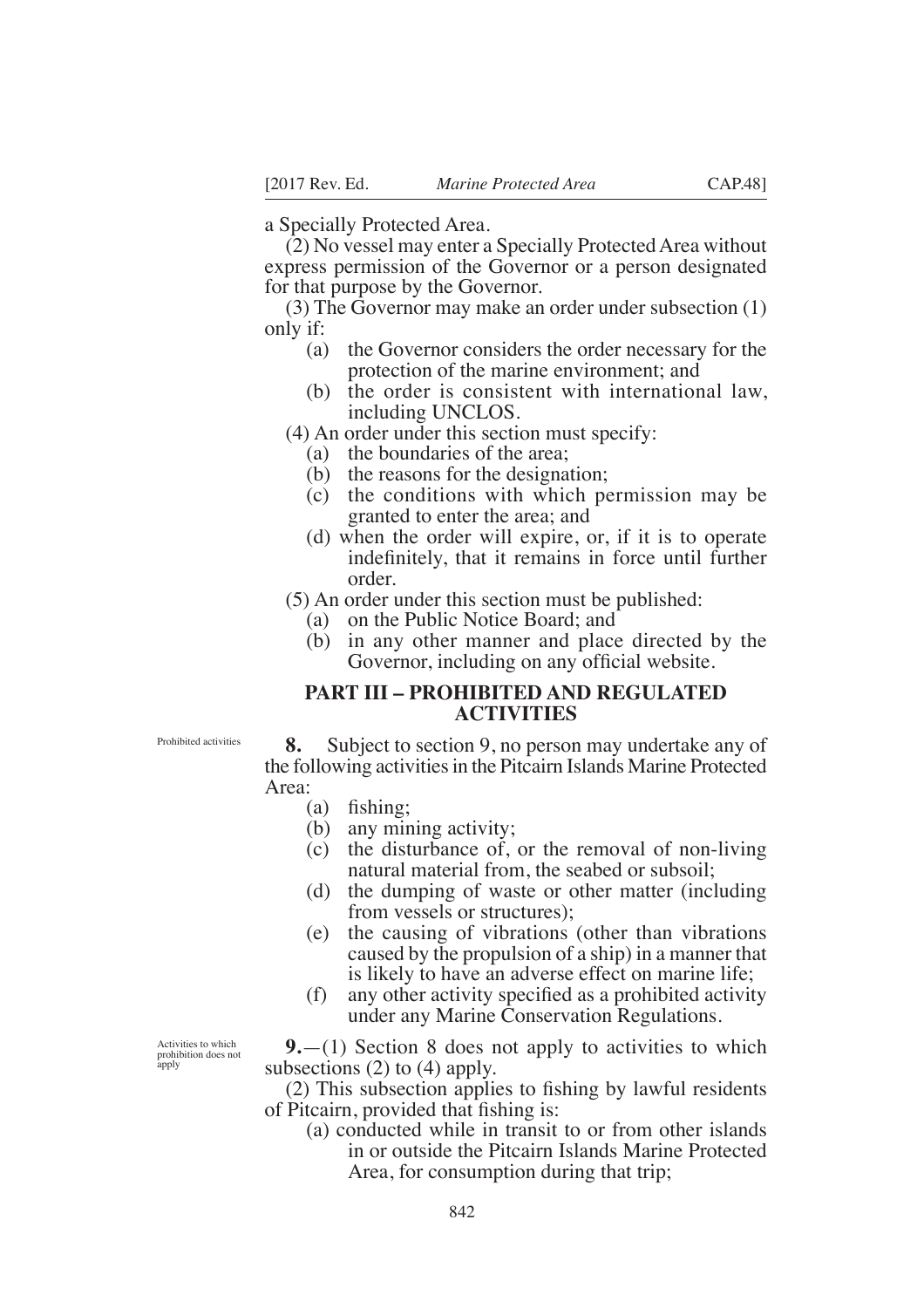a Specially Protected Area.

(2) No vessel may enter a Specially Protected Area without express permission of the Governor or a person designated for that purpose by the Governor.

(3) The Governor may make an order under subsection (1) only if:

- (a) the Governor considers the order necessary for the protection of the marine environment; and
- (b) the order is consistent with international law, including UNCLOS.

(4) An order under this section must specify:

- (a) the boundaries of the area;
- (b) the reasons for the designation;
- (c) the conditions with which permission may be granted to enter the area; and
- (d) when the order will expire, or, if it is to operate indefinitely, that it remains in force until further order.

(5) An order under this section must be published:

- (a) on the Public Notice Board; and
- (b) in any other manner and place directed by the Governor, including on any official website.

## PART III – PROHIBITED AND REGULATED ACTIVITIES

Prohibited activities

**8.** Subject to section 9, no person may undertake any of the following activities in the Pitcairn Islands Marine Protected Area:

- (a) fishing;
- (b) any mining activity;
- (c) the disturbance of, or the removal of non-living natural material from, the seabed or subsoil;
- (d) the dumping of waste or other matter (including from vessels or structures);
- (e) the causing of vibrations (other than vibrations caused by the propulsion of a ship) in a manner that is likely to have an adverse effect on marine life;
- (f) any other activity specified as a prohibited activity under any Marine Conservation Regulations.

Activities to which prohibition does not apply

**9.**—(1) Section 8 does not apply to activities to which subsections (2) to (4) apply.

(2) This subsection applies to fishing by lawful residents of Pitcairn, provided that fishing is:

- (a) conducted while in transit to or from other islands in or outside the Pitcairn Islands Marine Protected Area, for consumption during that trip;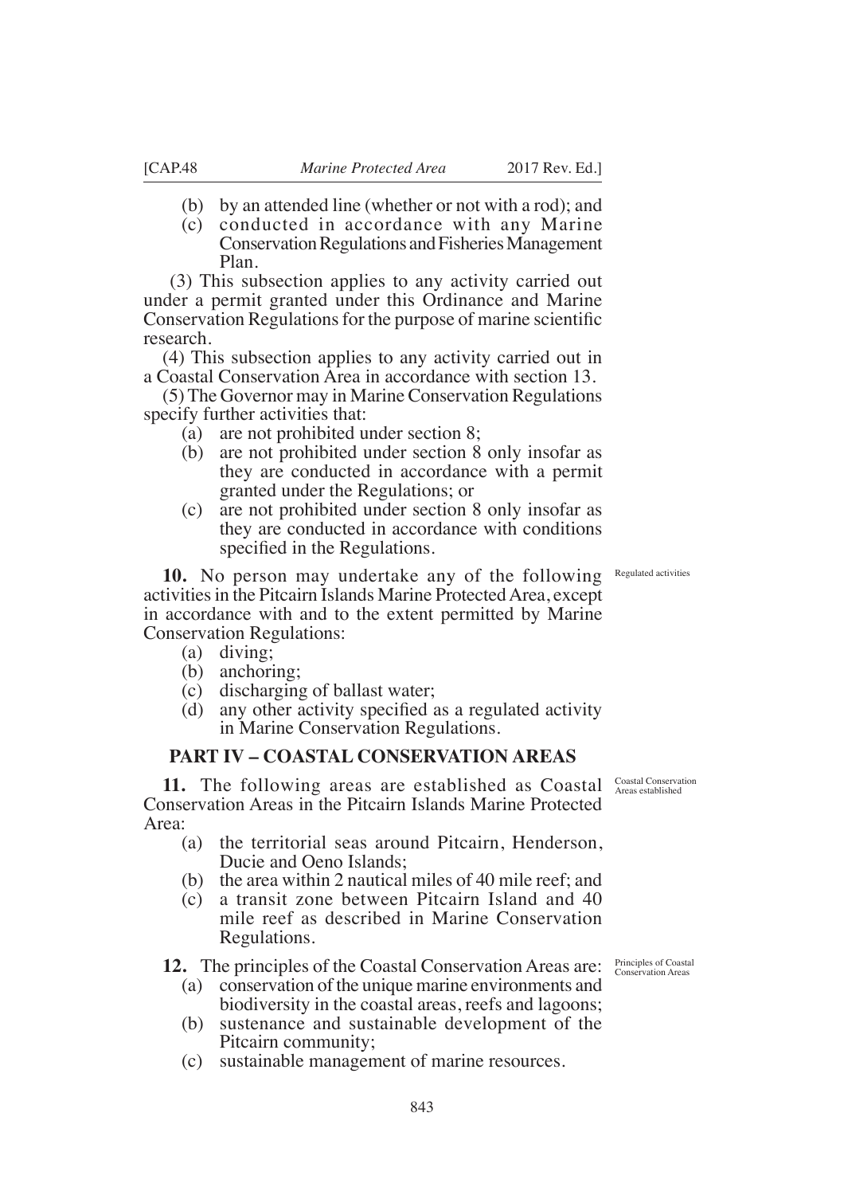- (b) by an attended line (whether or not with a rod); and
- (c) conducted in accordance with any Marine Conservation Regulations and Fisheries Management Plan.

(3) This subsection applies to any activity carried out under a permit granted under this Ordinance and Marine Conservation Regulations for the purpose of marine scientific research.

(4) This subsection applies to any activity carried out in a Coastal Conservation Area in accordance with section 13.

(5) The Governor may in Marine Conservation Regulations specify further activities that:

- (a) are not prohibited under section 8;
- (b) are not prohibited under section 8 only insofar as they are conducted in accordance with a permit granted under the Regulations; or
- (c) are not prohibited under section 8 only insofar as they are conducted in accordance with conditions specified in the Regulations.

*Regulated activities*

**10.** No person may undertake any of the following activities in the Pitcairn Islands Marine Protected Area, except in accordance with and to the extent permitted by Marine Conservation Regulations:

- (a) diving;
- (b) anchoring;
- (c) discharging of ballast water;
- (d) any other activity specified as a regulated activity in Marine Conservation Regulations.

## PART IV – COASTAL CONSERVATION AREAS

*Coastal Conservation Areas established*

**11.** The following areas are established as Coastal Conservation Areas in the Pitcairn Islands Marine Protected Area:

- (a) the territorial seas around Pitcairn, Henderson, Ducie and Oeno Islands;
- (b) the area within 2 nautical miles of 40 mile reef; and
- (c) a transit zone between Pitcairn Island and 40 mile reef as described in Marine Conservation Regulations.

*Principles of Coastal Conservation Areas*

**12.** The principles of the Coastal Conservation Areas are:

- (a) conservation of the unique marine environments and biodiversity in the coastal areas, reefs and lagoons;
- (b) sustenance and sustainable development of the Pitcairn community;
- (c) sustainable management of marine resources.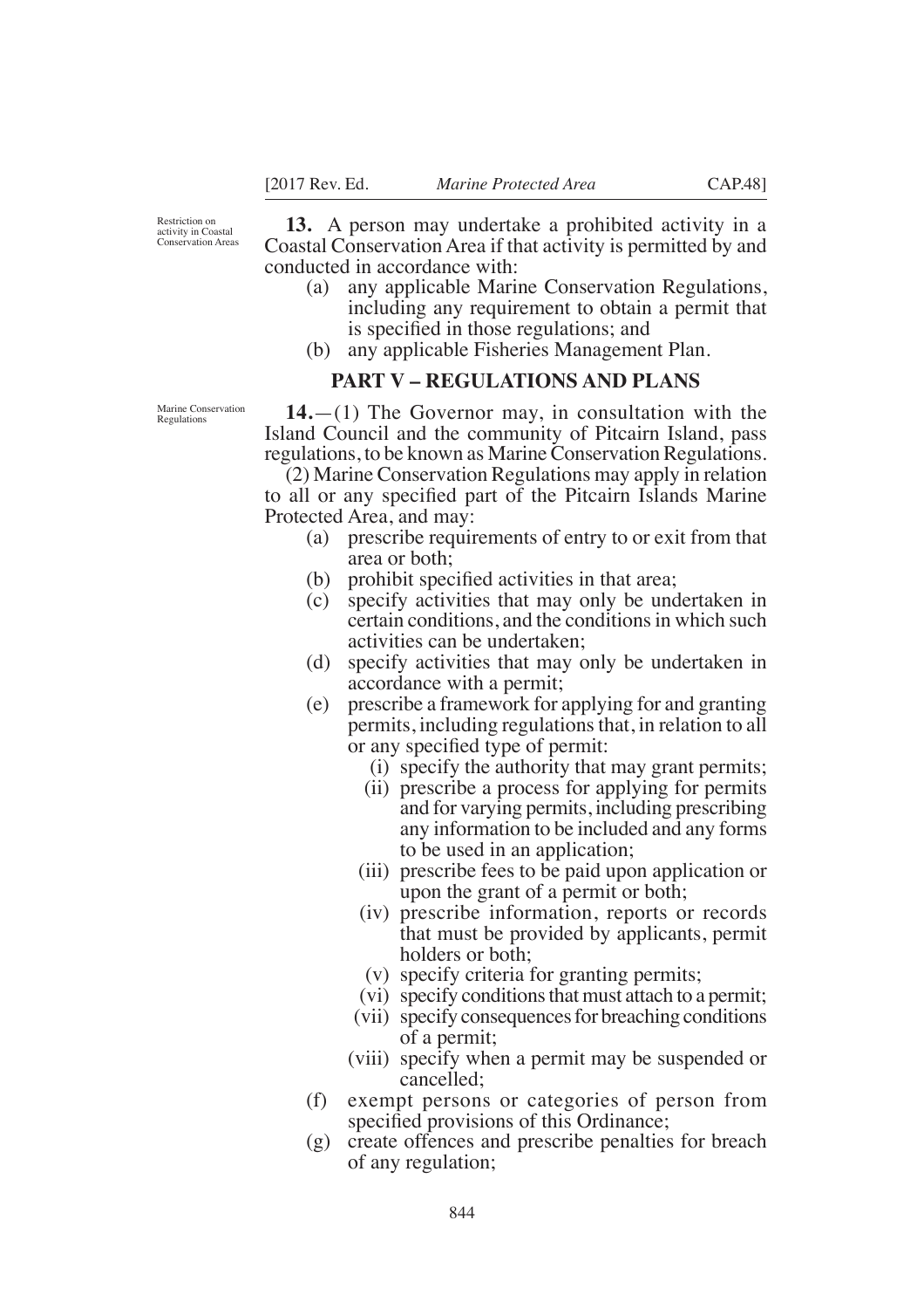Restriction on activity in Coastal Conservation Areas

**13.** A person may undertake a prohibited activity in a Coastal Conservation Area if that activity is permitted by and conducted in accordance with:

(a) any applicable Marine Conservation Regulations, including any requirement to obtain a permit that is specified in those regulations; and

(b) any applicable Fisheries Management Plan.

## PART V – REGULATIONS AND PLANS

Marine Conservation Regulations

**14.**—(1) The Governor may, in consultation with the Island Council and the community of Pitcairn Island, pass regulations, to be known as Marine Conservation Regulations.

(2) Marine Conservation Regulations may apply in relation to all or any specified part of the Pitcairn Islands Marine Protected Area, and may:

(a) prescribe requirements of entry to or exit from that area or both;

(b) prohibit specified activities in that area;

(c) specify activities that may only be undertaken in certain conditions, and the conditions in which such activities can be undertaken;

(d) specify activities that may only be undertaken in accordance with a permit;

(e) prescribe a framework for applying for and granting permits, including regulations that, in relation to all or any specified type of permit:

  (i) specify the authority that may grant permits;

  (ii) prescribe a process for applying for permits and for varying permits, including prescribing any information to be included and any forms to be used in an application;

  (iii) prescribe fees to be paid upon application or upon the grant of a permit or both;

  (iv) prescribe information, reports or records that must be provided by applicants, permit holders or both;

  (v) specify criteria for granting permits;

  (vi) specify conditions that must attach to a permit;

  (vii) specify consequences for breaching conditions of a permit;

  (viii) specify when a permit may be suspended or cancelled;

(f) exempt persons or categories of person from specified provisions of this Ordinance;

(g) create offences and prescribe penalties for breach of any regulation;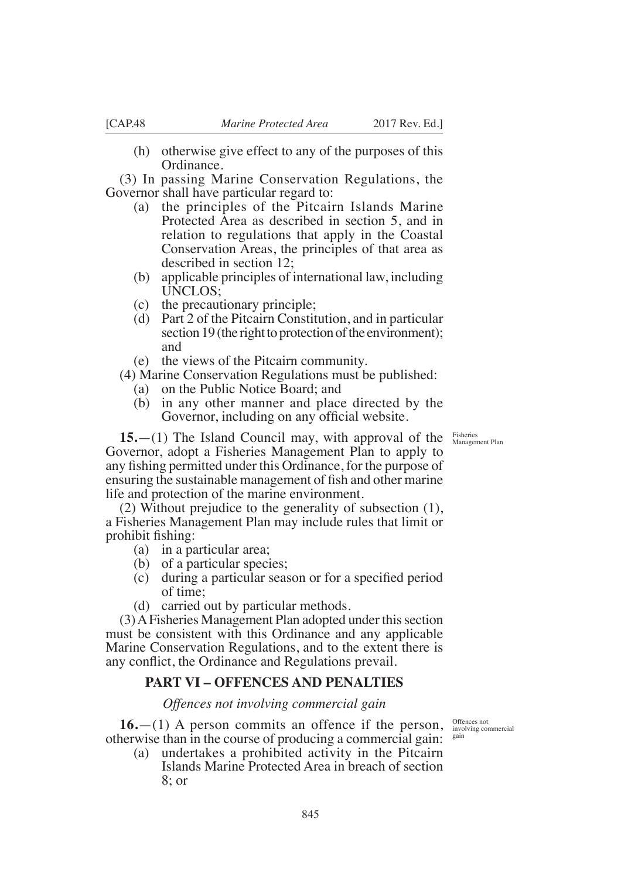(h) otherwise give effect to any of the purposes of this Ordinance.

(3) In passing Marine Conservation Regulations, the Governor shall have particular regard to:

(a) the principles of the Pitcairn Islands Marine Protected Area as described in section 5, and in relation to regulations that apply in the Coastal Conservation Areas, the principles of that area as described in section 12;

(b) applicable principles of international law, including UNCLOS;

(c) the precautionary principle;

(d) Part 2 of the Pitcairn Constitution, and in particular section 19 (the right to protection of the environment); and

(e) the views of the Pitcairn community.

(4) Marine Conservation Regulations must be published:

(a) on the Public Notice Board; and

(b) in any other manner and place directed by the Governor, including on any official website.

*Fisheries Management Plan*

**15.**—(1) The Island Council may, with approval of the Governor, adopt a Fisheries Management Plan to apply to any fishing permitted under this Ordinance, for the purpose of ensuring the sustainable management of fish and other marine life and protection of the marine environment.

(2) Without prejudice to the generality of subsection (1), a Fisheries Management Plan may include rules that limit or prohibit fishing:

(a) in a particular area;

(b) of a particular species;

(c) during a particular season or for a specified period of time;

(d) carried out by particular methods.

(3) A Fisheries Management Plan adopted under this section must be consistent with this Ordinance and any applicable Marine Conservation Regulations, and to the extent there is any conflict, the Ordinance and Regulations prevail.

## PART VI – OFFENCES AND PENALTIES

### *Offences not involving commercial gain*

*Offences not involving commercial gain*

**16.**—(1) A person commits an offence if the person, otherwise than in the course of producing a commercial gain:

(a) undertakes a prohibited activity in the Pitcairn Islands Marine Protected Area in breach of section 8; or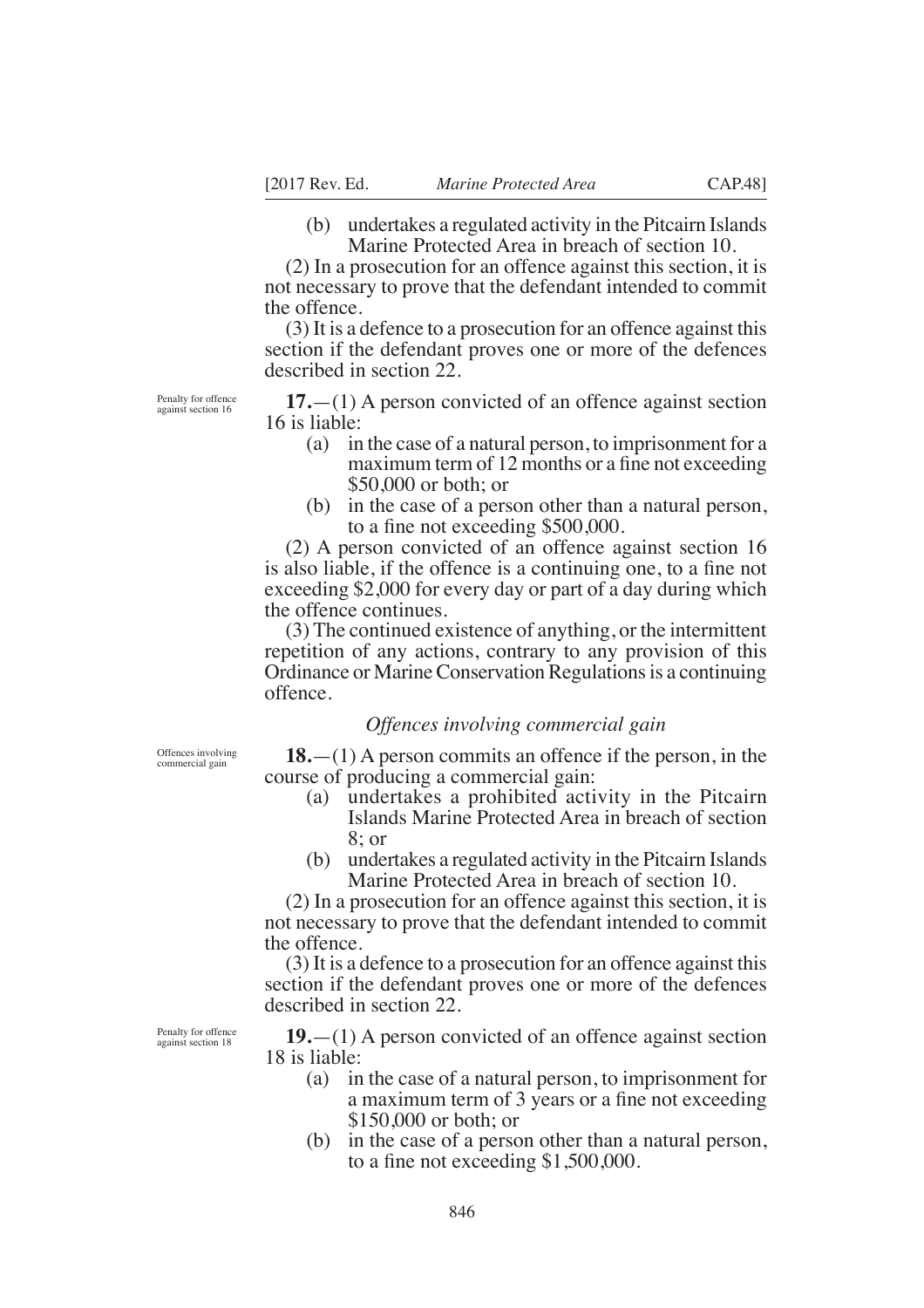(b) undertakes a regulated activity in the Pitcairn Islands Marine Protected Area in breach of section 10.

(2) In a prosecution for an offence against this section, it is not necessary to prove that the defendant intended to commit the offence.

(3) It is a defence to a prosecution for an offence against this section if the defendant proves one or more of the defences described in section 22.

Penalty for offence against section 16

**17.**—(1) A person convicted of an offence against section 16 is liable:

(a) in the case of a natural person, to imprisonment for a maximum term of 12 months or a fine not exceeding $50,000 or both; or

(b) in the case of a person other than a natural person, to a fine not exceeding $500,000.

(2) A person convicted of an offence against section 16 is also liable, if the offence is a continuing one, to a fine not exceeding $2,000 for every day or part of a day during which the offence continues.

(3) The continued existence of anything, or the intermittent repetition of any actions, contrary to any provision of this Ordinance or Marine Conservation Regulations is a continuing offence.

### *Offences involving commercial gain*

Offences involving commercial gain

**18.**—(1) A person commits an offence if the person, in the course of producing a commercial gain:

(a) undertakes a prohibited activity in the Pitcairn Islands Marine Protected Area in breach of section 8; or

(b) undertakes a regulated activity in the Pitcairn Islands Marine Protected Area in breach of section 10.

(2) In a prosecution for an offence against this section, it is not necessary to prove that the defendant intended to commit the offence.

(3) It is a defence to a prosecution for an offence against this section if the defendant proves one or more of the defences described in section 22.

Penalty for offence against section 18

**19.**—(1) A person convicted of an offence against section 18 is liable:

(a) in the case of a natural person, to imprisonment for a maximum term of 3 years or a fine not exceeding $150,000 or both; or

(b) in the case of a person other than a natural person, to a fine not exceeding $1,500,000.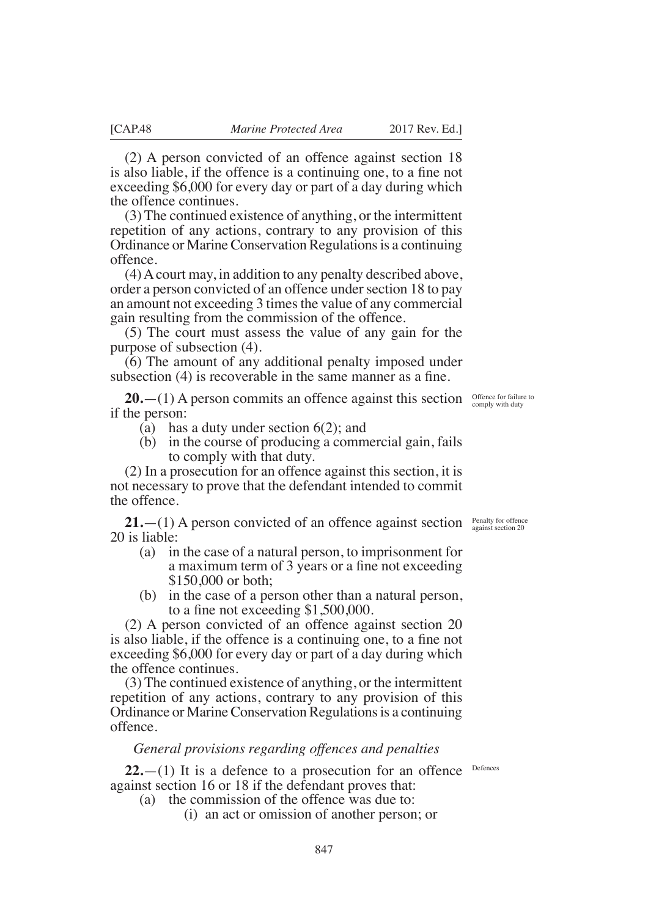(2) A person convicted of an offence against section 18 is also liable, if the offence is a continuing one, to a fine not exceeding $6,000 for every day or part of a day during which the offence continues.

(3) The continued existence of anything, or the intermittent repetition of any actions, contrary to any provision of this Ordinance or Marine Conservation Regulations is a continuing offence.

(4) A court may, in addition to any penalty described above, order a person convicted of an offence under section 18 to pay an amount not exceeding 3 times the value of any commercial gain resulting from the commission of the offence.

(5) The court must assess the value of any gain for the purpose of subsection (4).

(6) The amount of any additional penalty imposed under subsection (4) is recoverable in the same manner as a fine.

*Offence for failure to comply with duty*

**20.**—(1) A person commits an offence against this section if the person:

- (a) has a duty under section 6(2); and
- (b) in the course of producing a commercial gain, fails to comply with that duty.

(2) In a prosecution for an offence against this section, it is not necessary to prove that the defendant intended to commit the offence.

*Penalty for offence against section 20*

**21.**—(1) A person convicted of an offence against section 20 is liable:

- (a) in the case of a natural person, to imprisonment for a maximum term of 3 years or a fine not exceeding $150,000 or both;
- (b) in the case of a person other than a natural person, to a fine not exceeding $1,500,000.

(2) A person convicted of an offence against section 20 is also liable, if the offence is a continuing one, to a fine not exceeding $6,000 for every day or part of a day during which the offence continues.

(3) The continued existence of anything, or the intermittent repetition of any actions, contrary to any provision of this Ordinance or Marine Conservation Regulations is a continuing offence.

### *General provisions regarding offences and penalties*

*Defences*

**22.**—(1) It is a defence to a prosecution for an offence against section 16 or 18 if the defendant proves that:

- (a) the commission of the offence was due to:
  - (i) an act or omission of another person; or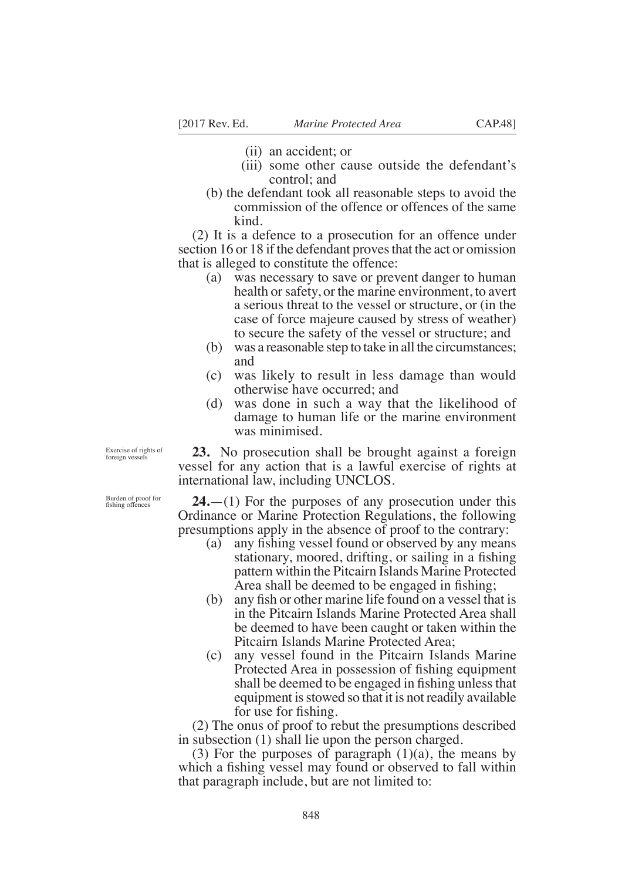(ii) an accident; or

(iii) some other cause outside the defendant's control; and

(b) the defendant took all reasonable steps to avoid the commission of the offence or offences of the same kind.

(2) It is a defence to a prosecution for an offence under section 16 or 18 if the defendant proves that the act or omission that is alleged to constitute the offence:

(a) was necessary to save or prevent danger to human health or safety, or the marine environment, to avert a serious threat to the vessel or structure, or (in the case of force majeure caused by stress of weather) to secure the safety of the vessel or structure; and

(b) was a reasonable step to take in all the circumstances; and

(c) was likely to result in less damage than would otherwise have occurred; and

(d) was done in such a way that the likelihood of damage to human life or the marine environment was minimised.

*Exercise of rights of foreign vessels*

**23.** No prosecution shall be brought against a foreign vessel for any action that is a lawful exercise of rights at international law, including UNCLOS.

*Burden of proof for fishing offences*

**24.**—(1) For the purposes of any prosecution under this Ordinance or Marine Protection Regulations, the following presumptions apply in the absence of proof to the contrary:

(a) any fishing vessel found or observed by any means stationary, moored, drifting, or sailing in a fishing pattern within the Pitcairn Islands Marine Protected Area shall be deemed to be engaged in fishing;

(b) any fish or other marine life found on a vessel that is in the Pitcairn Islands Marine Protected Area shall be deemed to have been caught or taken within the Pitcairn Islands Marine Protected Area;

(c) any vessel found in the Pitcairn Islands Marine Protected Area in possession of fishing equipment shall be deemed to be engaged in fishing unless that equipment is stowed so that it is not readily available for use for fishing.

(2) The onus of proof to rebut the presumptions described in subsection (1) shall lie upon the person charged.

(3) For the purposes of paragraph (1)(a), the means by which a fishing vessel may found or observed to fall within that paragraph include, but are not limited to: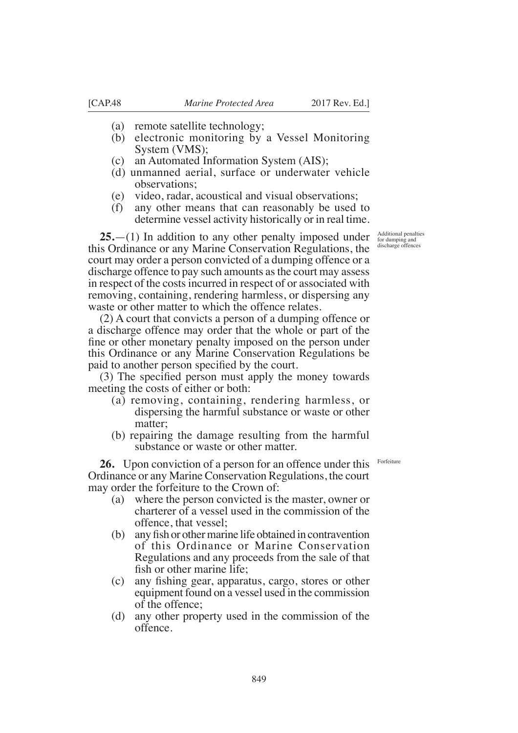(a) remote satellite technology;
(b) electronic monitoring by a Vessel Monitoring System (VMS);
(c) an Automated Information System (AIS);
(d) unmanned aerial, surface or underwater vehicle observations;
(e) video, radar, acoustical and visual observations;
(f) any other means that can reasonably be used to determine vessel activity historically or in real time.

*Additional penalties for dumping and discharge offences*

**25.**—(1) In addition to any other penalty imposed under this Ordinance or any Marine Conservation Regulations, the court may order a person convicted of a dumping offence or a discharge offence to pay such amounts as the court may assess in respect of the costs incurred in respect of or associated with removing, containing, rendering harmless, or dispersing any waste or other matter to which the offence relates.

(2) A court that convicts a person of a dumping offence or a discharge offence may order that the whole or part of the fine or other monetary penalty imposed on the person under this Ordinance or any Marine Conservation Regulations be paid to another person specified by the court.

(3) The specified person must apply the money towards meeting the costs of either or both:

(a) removing, containing, rendering harmless, or dispersing the harmful substance or waste or other matter;
(b) repairing the damage resulting from the harmful substance or waste or other matter.

*Forfeiture*

**26.** Upon conviction of a person for an offence under this Ordinance or any Marine Conservation Regulations, the court may order the forfeiture to the Crown of:

(a) where the person convicted is the master, owner or charterer of a vessel used in the commission of the offence, that vessel;
(b) any fish or other marine life obtained in contravention of this Ordinance or Marine Conservation Regulations and any proceeds from the sale of that fish or other marine life;
(c) any fishing gear, apparatus, cargo, stores or other equipment found on a vessel used in the commission of the offence;
(d) any other property used in the commission of the offence.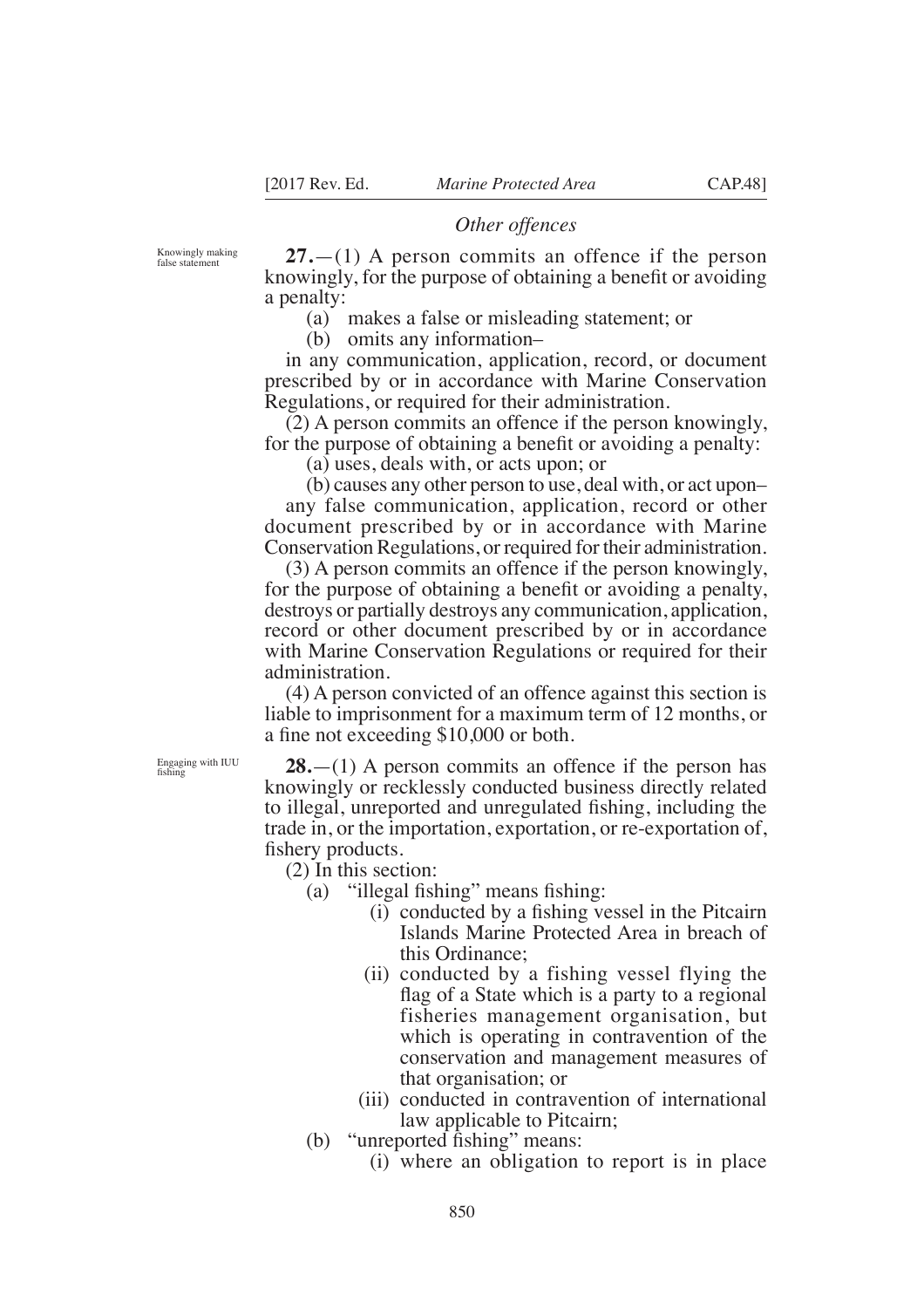*Other offences*

Knowingly making false statement

**27.**—(1) A person commits an offence if the person knowingly, for the purpose of obtaining a benefit or avoiding a penalty:

(a) makes a false or misleading statement; or

(b) omits any information–

in any communication, application, record, or document prescribed by or in accordance with Marine Conservation Regulations, or required for their administration.

(2) A person commits an offence if the person knowingly, for the purpose of obtaining a benefit or avoiding a penalty:

(a) uses, deals with, or acts upon; or

(b) causes any other person to use, deal with, or act upon–

any false communication, application, record or other document prescribed by or in accordance with Marine Conservation Regulations, or required for their administration.

(3) A person commits an offence if the person knowingly, for the purpose of obtaining a benefit or avoiding a penalty, destroys or partially destroys any communication, application, record or other document prescribed by or in accordance with Marine Conservation Regulations or required for their administration.

(4) A person convicted of an offence against this section is liable to imprisonment for a maximum term of 12 months, or a fine not exceeding $10,000 or both.

Engaging with IUU fishing

**28.**—(1) A person commits an offence if the person has knowingly or recklessly conducted business directly related to illegal, unreported and unregulated fishing, including the trade in, or the importation, exportation, or re-exportation of, fishery products.

(2) In this section:

(a) "illegal fishing" means fishing:

(i) conducted by a fishing vessel in the Pitcairn Islands Marine Protected Area in breach of this Ordinance;

(ii) conducted by a fishing vessel flying the flag of a State which is a party to a regional fisheries management organisation, but which is operating in contravention of the conservation and management measures of that organisation; or

(iii) conducted in contravention of international law applicable to Pitcairn;

(b) "unreported fishing" means:

(i) where an obligation to report is in place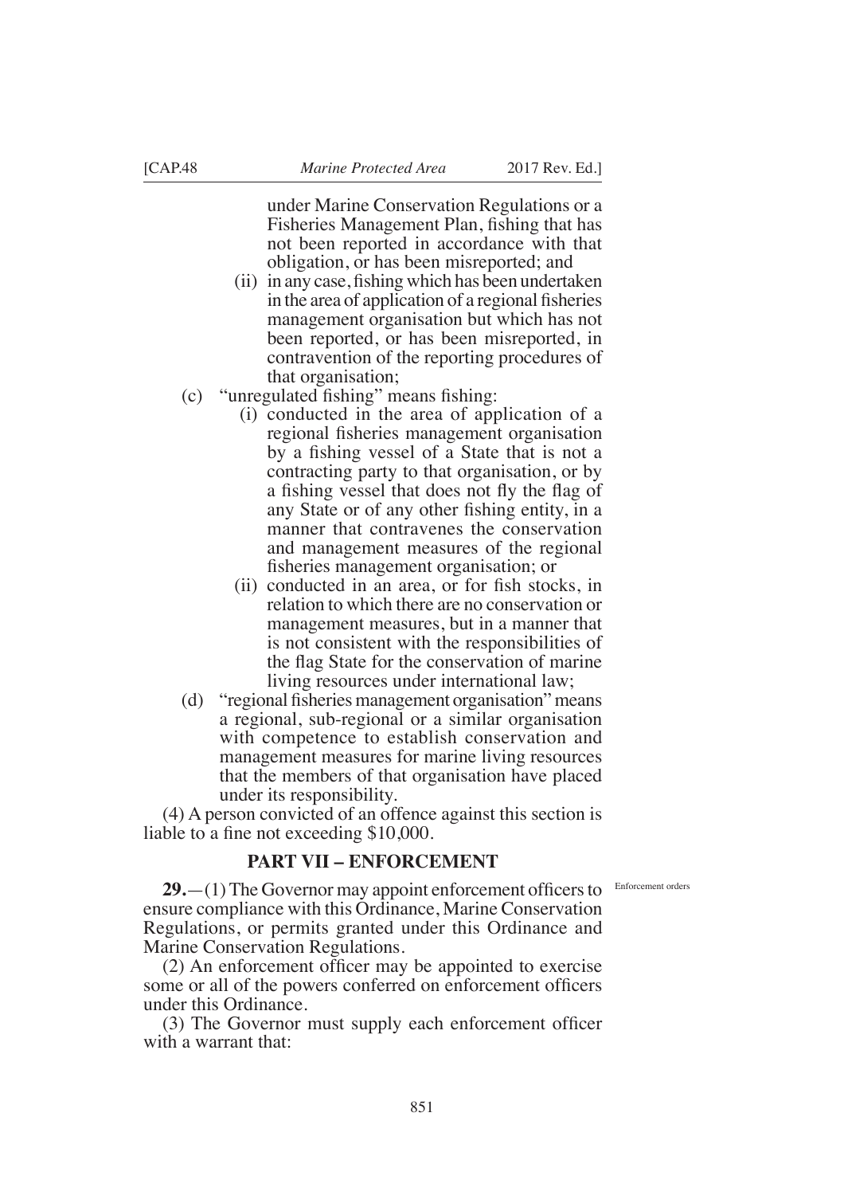under Marine Conservation Regulations or a Fisheries Management Plan, fishing that has not been reported in accordance with that obligation, or has been misreported; and

(ii) in any case, fishing which has been undertaken in the area of application of a regional fisheries management organisation but which has not been reported, or has been misreported, in contravention of the reporting procedures of that organisation;

(c) "unregulated fishing" means fishing:

(i) conducted in the area of application of a regional fisheries management organisation by a fishing vessel of a State that is not a contracting party to that organisation, or by a fishing vessel that does not fly the flag of any State or of any other fishing entity, in a manner that contravenes the conservation and management measures of the regional fisheries management organisation; or

(ii) conducted in an area, or for fish stocks, in relation to which there are no conservation or management measures, but in a manner that is not consistent with the responsibilities of the flag State for the conservation of marine living resources under international law;

(d) "regional fisheries management organisation" means a regional, sub-regional or a similar organisation with competence to establish conservation and management measures for marine living resources that the members of that organisation have placed under its responsibility.

(4) A person convicted of an offence against this section is liable to a fine not exceeding $10,000.

## PART VII – ENFORCEMENT

Enforcement orders

**29.**—(1) The Governor may appoint enforcement officers to ensure compliance with this Ordinance, Marine Conservation Regulations, or permits granted under this Ordinance and Marine Conservation Regulations.

(2) An enforcement officer may be appointed to exercise some or all of the powers conferred on enforcement officers under this Ordinance.

(3) The Governor must supply each enforcement officer with a warrant that: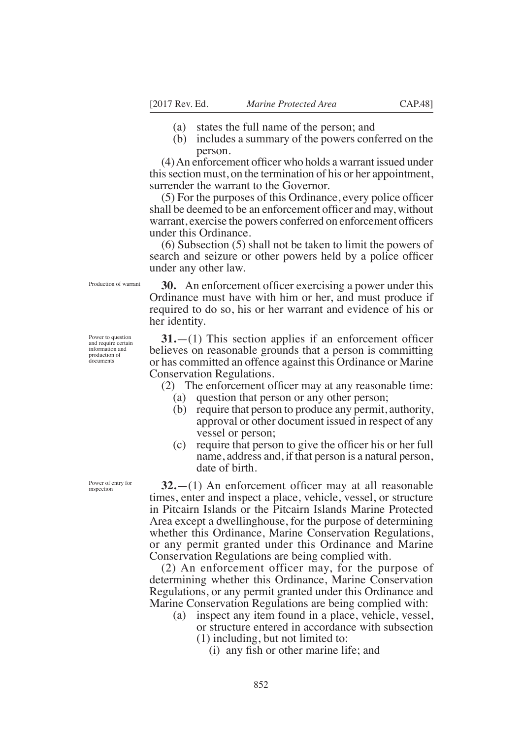(a) states the full name of the person; and

(b) includes a summary of the powers conferred on the person.

(4) An enforcement officer who holds a warrant issued under this section must, on the termination of his or her appointment, surrender the warrant to the Governor.

(5) For the purposes of this Ordinance, every police officer shall be deemed to be an enforcement officer and may, without warrant, exercise the powers conferred on enforcement officers under this Ordinance.

(6) Subsection (5) shall not be taken to limit the powers of search and seizure or other powers held by a police officer under any other law.

*Production of warrant*

**30.** An enforcement officer exercising a power under this Ordinance must have with him or her, and must produce if required to do so, his or her warrant and evidence of his or her identity.

*Power to question and require certain information and production of documents*

**31.**—(1) This section applies if an enforcement officer believes on reasonable grounds that a person is committing or has committed an offence against this Ordinance or Marine Conservation Regulations.

(2) The enforcement officer may at any reasonable time:

(a) question that person or any other person;

(b) require that person to produce any permit, authority, approval or other document issued in respect of any vessel or person;

(c) require that person to give the officer his or her full name, address and, if that person is a natural person, date of birth.

*Power of entry for inspection*

**32.**—(1) An enforcement officer may at all reasonable times, enter and inspect a place, vehicle, vessel, or structure in Pitcairn Islands or the Pitcairn Islands Marine Protected Area except a dwellinghouse, for the purpose of determining whether this Ordinance, Marine Conservation Regulations, or any permit granted under this Ordinance and Marine Conservation Regulations are being complied with.

(2) An enforcement officer may, for the purpose of determining whether this Ordinance, Marine Conservation Regulations, or any permit granted under this Ordinance and Marine Conservation Regulations are being complied with:

(a) inspect any item found in a place, vehicle, vessel, or structure entered in accordance with subsection (1) including, but not limited to:

(i) any fish or other marine life; and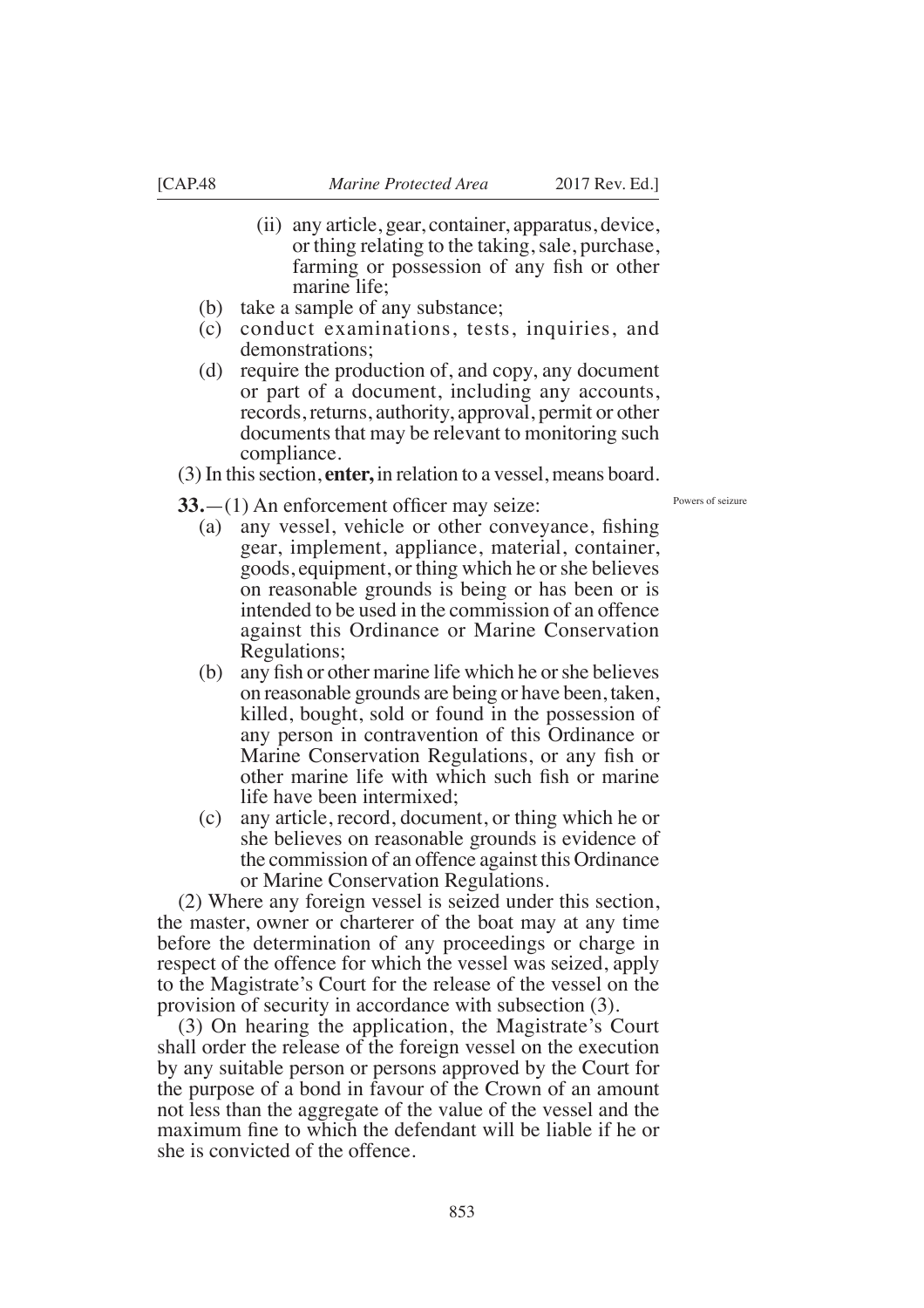(ii) any article, gear, container, apparatus, device, or thing relating to the taking, sale, purchase, farming or possession of any fish or other marine life;

(b) take a sample of any substance;

(c) conduct examinations, tests, inquiries, and demonstrations;

(d) require the production of, and copy, any document or part of a document, including any accounts, records, returns, authority, approval, permit or other documents that may be relevant to monitoring such compliance.

(3) In this section, **enter,** in relation to a vessel, means board.

Powers of seizure

**33.**—(1) An enforcement officer may seize:

(a) any vessel, vehicle or other conveyance, fishing gear, implement, appliance, material, container, goods, equipment, or thing which he or she believes on reasonable grounds is being or has been or is intended to be used in the commission of an offence against this Ordinance or Marine Conservation Regulations;

(b) any fish or other marine life which he or she believes on reasonable grounds are being or have been, taken, killed, bought, sold or found in the possession of any person in contravention of this Ordinance or Marine Conservation Regulations, or any fish or other marine life with which such fish or marine life have been intermixed;

(c) any article, record, document, or thing which he or she believes on reasonable grounds is evidence of the commission of an offence against this Ordinance or Marine Conservation Regulations.

(2) Where any foreign vessel is seized under this section, the master, owner or charterer of the boat may at any time before the determination of any proceedings or charge in respect of the offence for which the vessel was seized, apply to the Magistrate's Court for the release of the vessel on the provision of security in accordance with subsection (3).

(3) On hearing the application, the Magistrate's Court shall order the release of the foreign vessel on the execution by any suitable person or persons approved by the Court for the purpose of a bond in favour of the Crown of an amount not less than the aggregate of the value of the vessel and the maximum fine to which the defendant will be liable if he or she is convicted of the offence.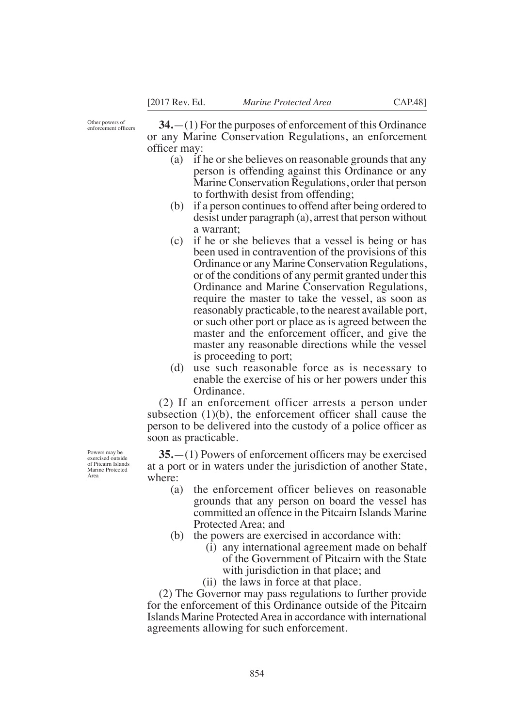*Other powers of enforcement officers*

**34.**—(1) For the purposes of enforcement of this Ordinance or any Marine Conservation Regulations, an enforcement officer may:

- (a) if he or she believes on reasonable grounds that any person is offending against this Ordinance or any Marine Conservation Regulations, order that person to forthwith desist from offending;
- (b) if a person continues to offend after being ordered to desist under paragraph (a), arrest that person without a warrant;
- (c) if he or she believes that a vessel is being or has been used in contravention of the provisions of this Ordinance or any Marine Conservation Regulations, or of the conditions of any permit granted under this Ordinance and Marine Conservation Regulations, require the master to take the vessel, as soon as reasonably practicable, to the nearest available port, or such other port or place as is agreed between the master and the enforcement officer, and give the master any reasonable directions while the vessel is proceeding to port;
- (d) use such reasonable force as is necessary to enable the exercise of his or her powers under this Ordinance.

(2) If an enforcement officer arrests a person under subsection (1)(b), the enforcement officer shall cause the person to be delivered into the custody of a police officer as soon as practicable.

*Powers may be exercised outside of Pitcairn Islands Marine Protected Area*

**35.**—(1) Powers of enforcement officers may be exercised at a port or in waters under the jurisdiction of another State, where:

- (a) the enforcement officer believes on reasonable grounds that any person on board the vessel has committed an offence in the Pitcairn Islands Marine Protected Area; and
- (b) the powers are exercised in accordance with:
  - (i) any international agreement made on behalf of the Government of Pitcairn with the State with jurisdiction in that place; and
  - (ii) the laws in force at that place.

(2) The Governor may pass regulations to further provide for the enforcement of this Ordinance outside of the Pitcairn Islands Marine Protected Area in accordance with international agreements allowing for such enforcement.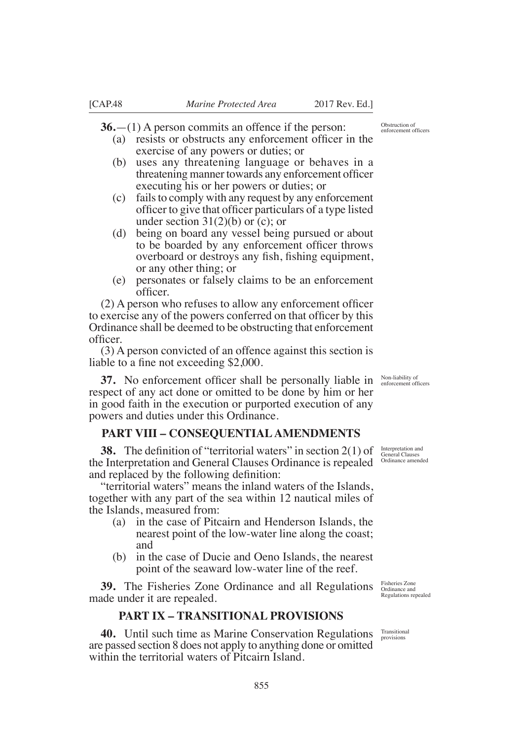**36.**—(1) A person commits an offence if the person:

(a) resists or obstructs any enforcement officer in the exercise of any powers or duties; or

(b) uses any threatening language or behaves in a threatening manner towards any enforcement officer executing his or her powers or duties; or

(c) fails to comply with any request by any enforcement officer to give that officer particulars of a type listed under section 31(2)(b) or (c); or

(d) being on board any vessel being pursued or about to be boarded by any enforcement officer throws overboard or destroys any fish, fishing equipment, or any other thing; or

(e) personates or falsely claims to be an enforcement officer.

(2) A person who refuses to allow any enforcement officer to exercise any of the powers conferred on that officer by this Ordinance shall be deemed to be obstructing that enforcement officer.

(3) A person convicted of an offence against this section is liable to a fine not exceeding $2,000.

Obstruction of enforcement officers

**37.** No enforcement officer shall be personally liable in respect of any act done or omitted to be done by him or her in good faith in the execution or purported execution of any powers and duties under this Ordinance.

Non-liability of enforcement officers

## PART VIII – CONSEQUENTIAL AMENDMENTS

**38.** The definition of "territorial waters" in section 2(1) of the Interpretation and General Clauses Ordinance is repealed and replaced by the following definition:

Interpretation and General Clauses Ordinance amended

"territorial waters" means the inland waters of the Islands, together with any part of the sea within 12 nautical miles of the Islands, measured from:

(a) in the case of Pitcairn and Henderson Islands, the nearest point of the low-water line along the coast; and

(b) in the case of Ducie and Oeno Islands, the nearest point of the seaward low-water line of the reef.

**39.** The Fisheries Zone Ordinance and all Regulations made under it are repealed.

Fisheries Zone Ordinance and Regulations repealed

## PART IX – TRANSITIONAL PROVISIONS

**40.** Until such time as Marine Conservation Regulations are passed section 8 does not apply to anything done or omitted within the territorial waters of Pitcairn Island.

Transitional provisions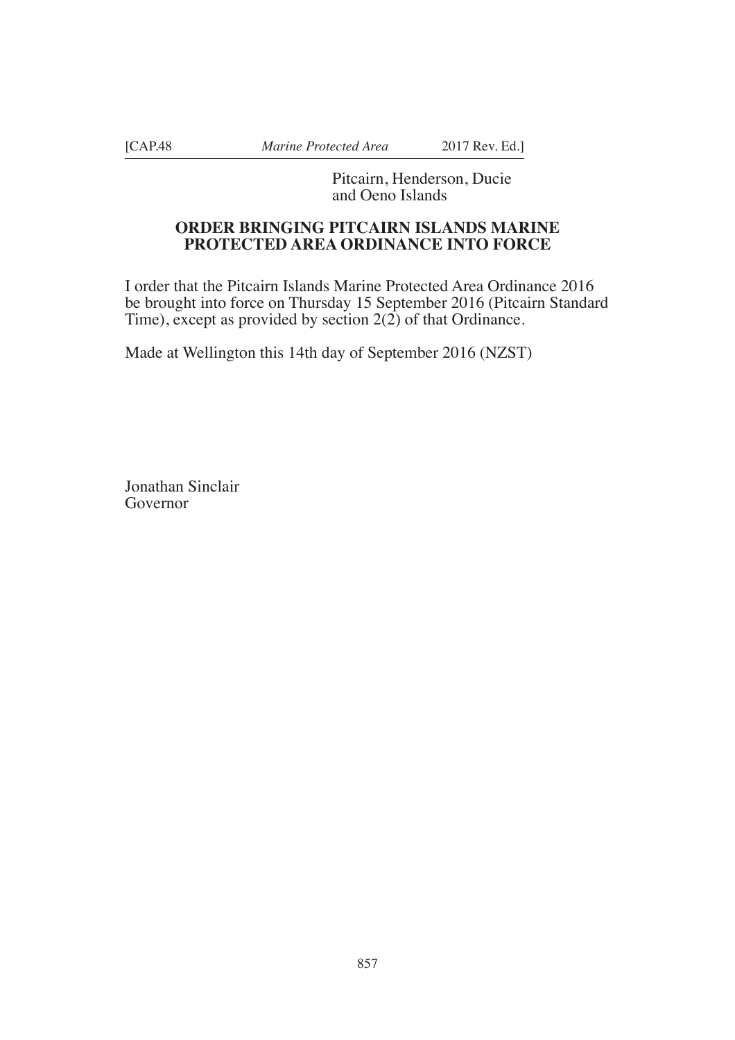Pitcairn, Henderson, Ducie
and Oeno Islands

## ORDER BRINGING PITCAIRN ISLANDS MARINE PROTECTED AREA ORDINANCE INTO FORCE

I order that the Pitcairn Islands Marine Protected Area Ordinance 2016 be brought into force on Thursday 15 September 2016 (Pitcairn Standard Time), except as provided by section 2(2) of that Ordinance.

Made at Wellington this 14th day of September 2016 (NZST)

Jonathan Sinclair
Governor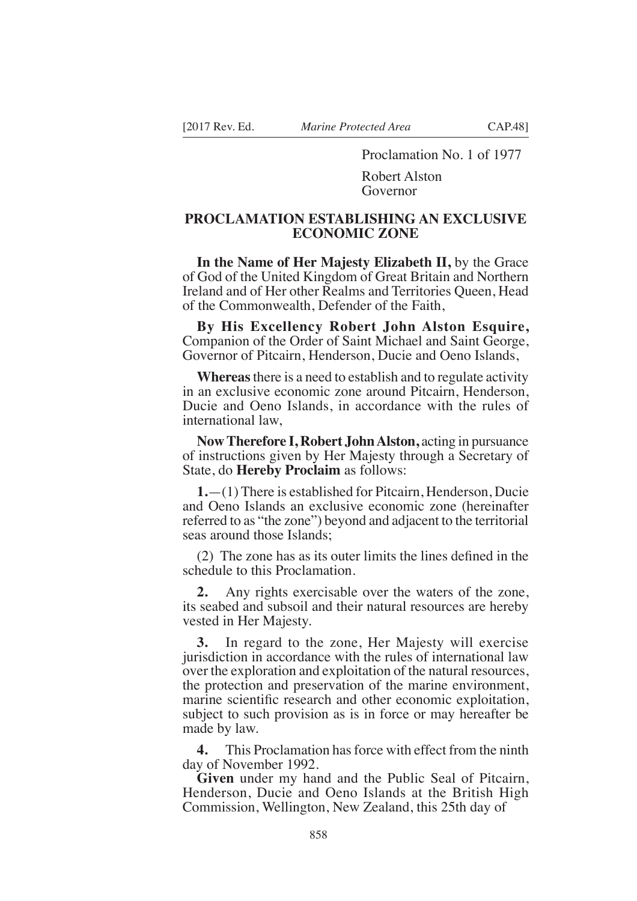Proclamation No. 1 of 1977

Robert Alston
Governor

## PROCLAMATION ESTABLISHING AN EXCLUSIVE ECONOMIC ZONE

**In the Name of Her Majesty Elizabeth II,** by the Grace of God of the United Kingdom of Great Britain and Northern Ireland and of Her other Realms and Territories Queen, Head of the Commonwealth, Defender of the Faith,

**By His Excellency Robert John Alston Esquire,** Companion of the Order of Saint Michael and Saint George, Governor of Pitcairn, Henderson, Ducie and Oeno Islands,

**Whereas** there is a need to establish and to regulate activity in an exclusive economic zone around Pitcairn, Henderson, Ducie and Oeno Islands, in accordance with the rules of international law,

**Now Therefore I, Robert John Alston,** acting in pursuance of instructions given by Her Majesty through a Secretary of State, do **Hereby Proclaim** as follows:

**1.**—(1) There is established for Pitcairn, Henderson, Ducie and Oeno Islands an exclusive economic zone (hereinafter referred to as "the zone") beyond and adjacent to the territorial seas around those Islands;

(2) The zone has as its outer limits the lines defined in the schedule to this Proclamation.

**2.** Any rights exercisable over the waters of the zone, its seabed and subsoil and their natural resources are hereby vested in Her Majesty.

**3.** In regard to the zone, Her Majesty will exercise jurisdiction in accordance with the rules of international law over the exploration and exploitation of the natural resources, the protection and preservation of the marine environment, marine scientific research and other economic exploitation, subject to such provision as is in force or may hereafter be made by law.

**4.** This Proclamation has force with effect from the ninth day of November 1992.

**Given** under my hand and the Public Seal of Pitcairn, Henderson, Ducie and Oeno Islands at the British High Commission, Wellington, New Zealand, this 25th day of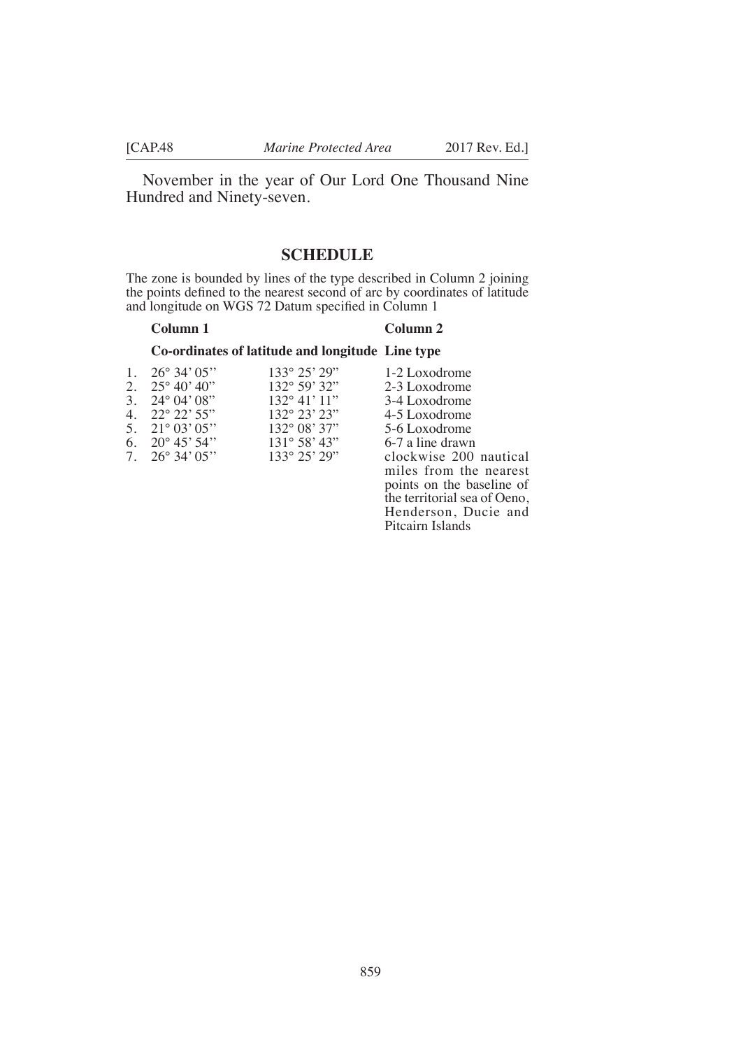November in the year of Our Lord One Thousand Nine Hundred and Ninety-seven.

## SCHEDULE

The zone is bounded by lines of the type described in Column 2 joining the points defined to the nearest second of arc by coordinates of latitude and longitude on WGS 72 Datum specified in Column 1

| | Column 1 | | Column 2 |
|---|---|---|---|
| | **Co-ordinates of latitude and longitude** | | **Line type** |
| 1. | 26° 34' 05" | 133° 25' 29" | 1-2 Loxodrome |
| 2. | 25° 40' 40" | 132° 59' 32" | 2-3 Loxodrome |
| 3. | 24° 04' 08" | 132° 41' 11" | 3-4 Loxodrome |
| 4. | 22° 22' 55" | 132° 23' 23" | 4-5 Loxodrome |
| 5. | 21° 03' 05" | 132° 08' 37" | 5-6 Loxodrome |
| 6. | 20° 45' 54" | 131° 58' 43" | 6-7 a line drawn clockwise 200 nautical miles from the nearest points on the baseline of the territorial sea of Oeno, Henderson, Ducie and Pitcairn Islands |
| 7. | 26° 34' 05" | 133° 25' 29" | |